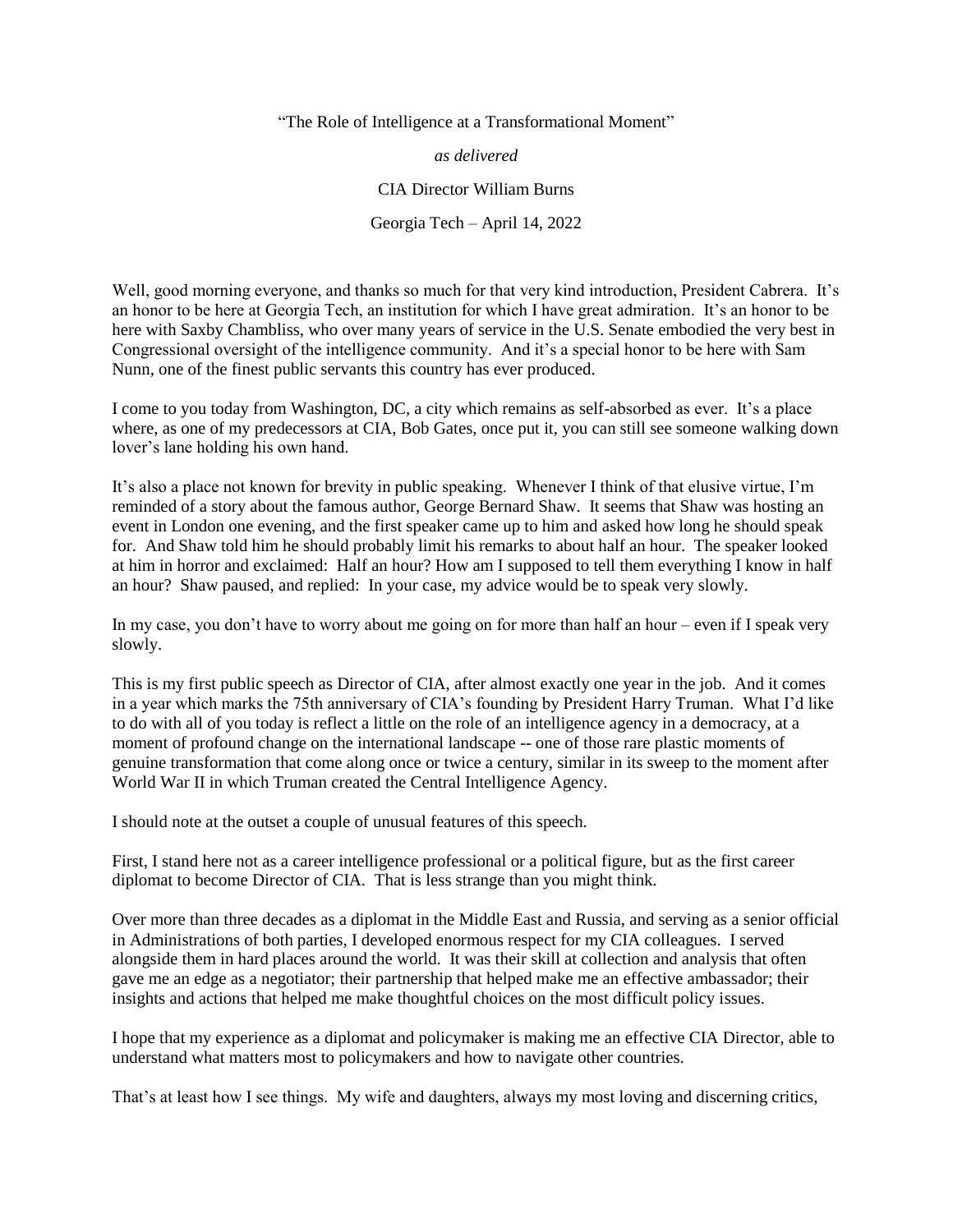"The Role of Intelligence at a Transformational Moment"

*as delivered*

CIA Director William Burns

Georgia Tech – April 14, 2022

Well, good morning everyone, and thanks so much for that very kind introduction, President Cabrera. It's an honor to be here at Georgia Tech, an institution for which I have great admiration. It's an honor to be here with Saxby Chambliss, who over many years of service in the U.S. Senate embodied the very best in Congressional oversight of the intelligence community. And it's a special honor to be here with Sam Nunn, one of the finest public servants this country has ever produced.

I come to you today from Washington, DC, a city which remains as self-absorbed as ever. It's a place where, as one of my predecessors at CIA, Bob Gates, once put it, you can still see someone walking down lover's lane holding his own hand.

It's also a place not known for brevity in public speaking. Whenever I think of that elusive virtue, I'm reminded of a story about the famous author, George Bernard Shaw. It seems that Shaw was hosting an event in London one evening, and the first speaker came up to him and asked how long he should speak for. And Shaw told him he should probably limit his remarks to about half an hour. The speaker looked at him in horror and exclaimed: Half an hour? How am I supposed to tell them everything I know in half an hour? Shaw paused, and replied: In your case, my advice would be to speak very slowly.

In my case, you don't have to worry about me going on for more than half an hour – even if I speak very slowly.

This is my first public speech as Director of CIA, after almost exactly one year in the job. And it comes in a year which marks the 75th anniversary of CIA's founding by President Harry Truman. What I'd like to do with all of you today is reflect a little on the role of an intelligence agency in a democracy, at a moment of profound change on the international landscape -- one of those rare plastic moments of genuine transformation that come along once or twice a century, similar in its sweep to the moment after World War II in which Truman created the Central Intelligence Agency.

I should note at the outset a couple of unusual features of this speech.

First, I stand here not as a career intelligence professional or a political figure, but as the first career diplomat to become Director of CIA. That is less strange than you might think.

Over more than three decades as a diplomat in the Middle East and Russia, and serving as a senior official in Administrations of both parties, I developed enormous respect for my CIA colleagues. I served alongside them in hard places around the world. It was their skill at collection and analysis that often gave me an edge as a negotiator; their partnership that helped make me an effective ambassador; their insights and actions that helped me make thoughtful choices on the most difficult policy issues.

I hope that my experience as a diplomat and policymaker is making me an effective CIA Director, able to understand what matters most to policymakers and how to navigate other countries.

That's at least how I see things. My wife and daughters, always my most loving and discerning critics,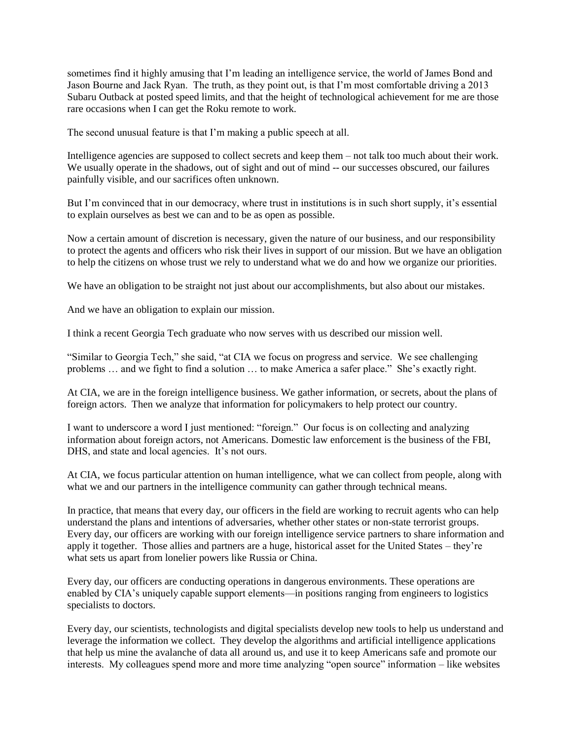sometimes find it highly amusing that I'm leading an intelligence service, the world of James Bond and Jason Bourne and Jack Ryan. The truth, as they point out, is that I'm most comfortable driving a 2013 Subaru Outback at posted speed limits, and that the height of technological achievement for me are those rare occasions when I can get the Roku remote to work.

The second unusual feature is that I'm making a public speech at all.

Intelligence agencies are supposed to collect secrets and keep them – not talk too much about their work. We usually operate in the shadows, out of sight and out of mind -- our successes obscured, our failures painfully visible, and our sacrifices often unknown.

But I'm convinced that in our democracy, where trust in institutions is in such short supply, it's essential to explain ourselves as best we can and to be as open as possible.

Now a certain amount of discretion is necessary, given the nature of our business, and our responsibility to protect the agents and officers who risk their lives in support of our mission. But we have an obligation to help the citizens on whose trust we rely to understand what we do and how we organize our priorities.

We have an obligation to be straight not just about our accomplishments, but also about our mistakes.

And we have an obligation to explain our mission.

I think a recent Georgia Tech graduate who now serves with us described our mission well.

"Similar to Georgia Tech," she said, "at CIA we focus on progress and service. We see challenging problems … and we fight to find a solution … to make America a safer place." She's exactly right.

At CIA, we are in the foreign intelligence business. We gather information, or secrets, about the plans of foreign actors. Then we analyze that information for policymakers to help protect our country.

I want to underscore a word I just mentioned: "foreign." Our focus is on collecting and analyzing information about foreign actors, not Americans. Domestic law enforcement is the business of the FBI, DHS, and state and local agencies. It's not ours.

At CIA, we focus particular attention on human intelligence, what we can collect from people, along with what we and our partners in the intelligence community can gather through technical means.

In practice, that means that every day, our officers in the field are working to recruit agents who can help understand the plans and intentions of adversaries, whether other states or non-state terrorist groups. Every day, our officers are working with our foreign intelligence service partners to share information and apply it together. Those allies and partners are a huge, historical asset for the United States – they're what sets us apart from lonelier powers like Russia or China.

Every day, our officers are conducting operations in dangerous environments. These operations are enabled by CIA's uniquely capable support elements—in positions ranging from engineers to logistics specialists to doctors.

Every day, our scientists, technologists and digital specialists develop new tools to help us understand and leverage the information we collect. They develop the algorithms and artificial intelligence applications that help us mine the avalanche of data all around us, and use it to keep Americans safe and promote our interests. My colleagues spend more and more time analyzing "open source" information – like websites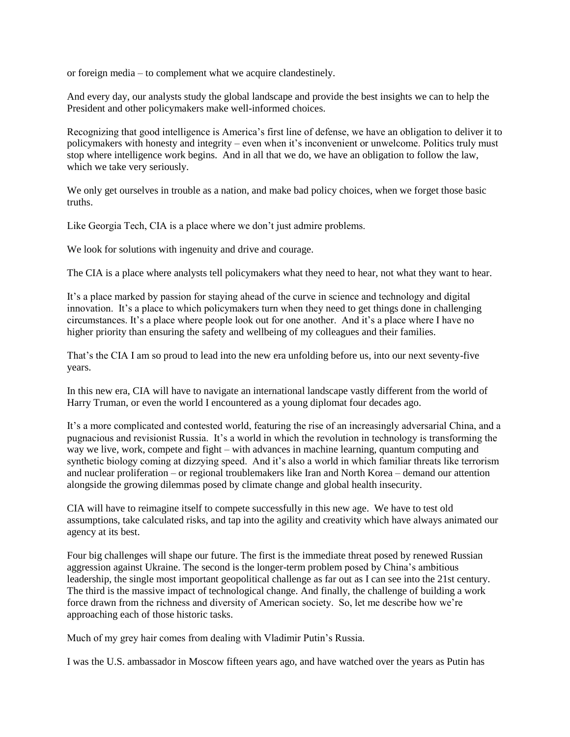or foreign media – to complement what we acquire clandestinely.

And every day, our analysts study the global landscape and provide the best insights we can to help the President and other policymakers make well-informed choices.

Recognizing that good intelligence is America's first line of defense, we have an obligation to deliver it to policymakers with honesty and integrity – even when it's inconvenient or unwelcome. Politics truly must stop where intelligence work begins. And in all that we do, we have an obligation to follow the law, which we take very seriously.

We only get ourselves in trouble as a nation, and make bad policy choices, when we forget those basic truths.

Like Georgia Tech, CIA is a place where we don't just admire problems.

We look for solutions with ingenuity and drive and courage.

The CIA is a place where analysts tell policymakers what they need to hear, not what they want to hear.

It's a place marked by passion for staying ahead of the curve in science and technology and digital innovation. It's a place to which policymakers turn when they need to get things done in challenging circumstances. It's a place where people look out for one another. And it's a place where I have no higher priority than ensuring the safety and wellbeing of my colleagues and their families.

That's the CIA I am so proud to lead into the new era unfolding before us, into our next seventy-five years.

In this new era, CIA will have to navigate an international landscape vastly different from the world of Harry Truman, or even the world I encountered as a young diplomat four decades ago.

It's a more complicated and contested world, featuring the rise of an increasingly adversarial China, and a pugnacious and revisionist Russia. It's a world in which the revolution in technology is transforming the way we live, work, compete and fight – with advances in machine learning, quantum computing and synthetic biology coming at dizzying speed. And it's also a world in which familiar threats like terrorism and nuclear proliferation – or regional troublemakers like Iran and North Korea – demand our attention alongside the growing dilemmas posed by climate change and global health insecurity.

CIA will have to reimagine itself to compete successfully in this new age. We have to test old assumptions, take calculated risks, and tap into the agility and creativity which have always animated our agency at its best.

Four big challenges will shape our future. The first is the immediate threat posed by renewed Russian aggression against Ukraine. The second is the longer-term problem posed by China's ambitious leadership, the single most important geopolitical challenge as far out as I can see into the 21st century. The third is the massive impact of technological change. And finally, the challenge of building a work force drawn from the richness and diversity of American society. So, let me describe how we're approaching each of those historic tasks.

Much of my grey hair comes from dealing with Vladimir Putin's Russia.

I was the U.S. ambassador in Moscow fifteen years ago, and have watched over the years as Putin has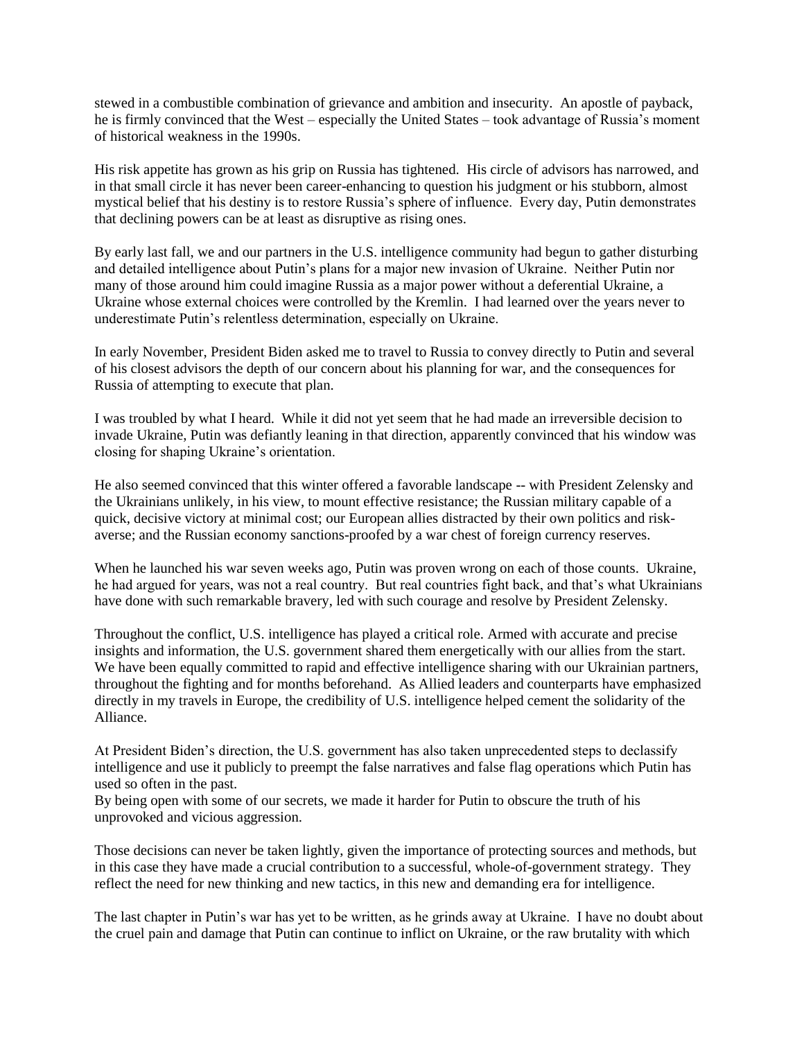stewed in a combustible combination of grievance and ambition and insecurity. An apostle of payback, he is firmly convinced that the West – especially the United States – took advantage of Russia's moment of historical weakness in the 1990s.

His risk appetite has grown as his grip on Russia has tightened. His circle of advisors has narrowed, and in that small circle it has never been career-enhancing to question his judgment or his stubborn, almost mystical belief that his destiny is to restore Russia's sphere of influence. Every day, Putin demonstrates that declining powers can be at least as disruptive as rising ones.

By early last fall, we and our partners in the U.S. intelligence community had begun to gather disturbing and detailed intelligence about Putin's plans for a major new invasion of Ukraine. Neither Putin nor many of those around him could imagine Russia as a major power without a deferential Ukraine, a Ukraine whose external choices were controlled by the Kremlin. I had learned over the years never to underestimate Putin's relentless determination, especially on Ukraine.

In early November, President Biden asked me to travel to Russia to convey directly to Putin and several of his closest advisors the depth of our concern about his planning for war, and the consequences for Russia of attempting to execute that plan.

I was troubled by what I heard. While it did not yet seem that he had made an irreversible decision to invade Ukraine, Putin was defiantly leaning in that direction, apparently convinced that his window was closing for shaping Ukraine's orientation.

He also seemed convinced that this winter offered a favorable landscape -- with President Zelensky and the Ukrainians unlikely, in his view, to mount effective resistance; the Russian military capable of a quick, decisive victory at minimal cost; our European allies distracted by their own politics and risk-averse; and the Russian economy sanctions-proofed by a war chest of foreign currency reserves.

When he launched his war seven weeks ago, Putin was proven wrong on each of those counts. Ukraine, he had argued for years, was not a real country. But real countries fight back, and that's what Ukrainians have done with such remarkable bravery, led with such courage and resolve by President Zelensky.

Throughout the conflict, U.S. intelligence has played a critical role. Armed with accurate and precise insights and information, the U.S. government shared them energetically with our allies from the start. We have been equally committed to rapid and effective intelligence sharing with our Ukrainian partners, throughout the fighting and for months beforehand. As Allied leaders and counterparts have emphasized directly in my travels in Europe, the credibility of U.S. intelligence helped cement the solidarity of the Alliance.

At President Biden's direction, the U.S. government has also taken unprecedented steps to declassify intelligence and use it publicly to preempt the false narratives and false flag operations which Putin has used so often in the past.
By being open with some of our secrets, we made it harder for Putin to obscure the truth of his unprovoked and vicious aggression.

Those decisions can never be taken lightly, given the importance of protecting sources and methods, but in this case they have made a crucial contribution to a successful, whole-of-government strategy. They reflect the need for new thinking and new tactics, in this new and demanding era for intelligence.

The last chapter in Putin's war has yet to be written, as he grinds away at Ukraine. I have no doubt about the cruel pain and damage that Putin can continue to inflict on Ukraine, or the raw brutality with which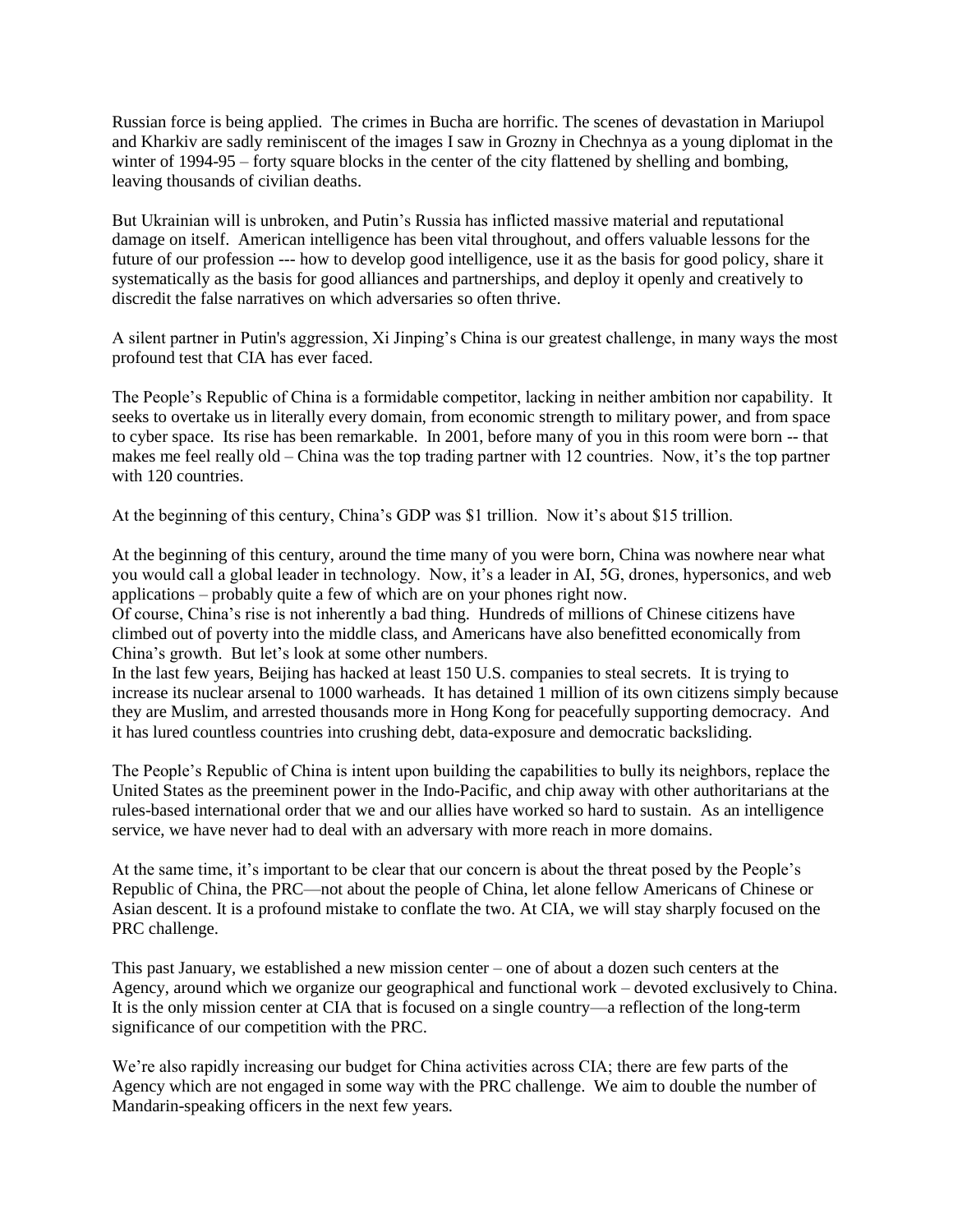Russian force is being applied. The crimes in Bucha are horrific. The scenes of devastation in Mariupol and Kharkiv are sadly reminiscent of the images I saw in Grozny in Chechnya as a young diplomat in the winter of 1994-95 – forty square blocks in the center of the city flattened by shelling and bombing, leaving thousands of civilian deaths.

But Ukrainian will is unbroken, and Putin's Russia has inflicted massive material and reputational damage on itself. American intelligence has been vital throughout, and offers valuable lessons for the future of our profession --- how to develop good intelligence, use it as the basis for good policy, share it systematically as the basis for good alliances and partnerships, and deploy it openly and creatively to discredit the false narratives on which adversaries so often thrive.

A silent partner in Putin's aggression, Xi Jinping's China is our greatest challenge, in many ways the most profound test that CIA has ever faced.

The People's Republic of China is a formidable competitor, lacking in neither ambition nor capability. It seeks to overtake us in literally every domain, from economic strength to military power, and from space to cyber space. Its rise has been remarkable. In 2001, before many of you in this room were born -- that makes me feel really old – China was the top trading partner with 12 countries. Now, it's the top partner with 120 countries.

At the beginning of this century, China's GDP was $1 trillion. Now it's about $15 trillion.

At the beginning of this century, around the time many of you were born, China was nowhere near what you would call a global leader in technology. Now, it's a leader in AI, 5G, drones, hypersonics, and web applications – probably quite a few of which are on your phones right now.

Of course, China's rise is not inherently a bad thing. Hundreds of millions of Chinese citizens have climbed out of poverty into the middle class, and Americans have also benefitted economically from China's growth. But let's look at some other numbers.

In the last few years, Beijing has hacked at least 150 U.S. companies to steal secrets. It is trying to increase its nuclear arsenal to 1000 warheads. It has detained 1 million of its own citizens simply because they are Muslim, and arrested thousands more in Hong Kong for peacefully supporting democracy. And it has lured countless countries into crushing debt, data-exposure and democratic backsliding.

The People's Republic of China is intent upon building the capabilities to bully its neighbors, replace the United States as the preeminent power in the Indo-Pacific, and chip away with other authoritarians at the rules-based international order that we and our allies have worked so hard to sustain. As an intelligence service, we have never had to deal with an adversary with more reach in more domains.

At the same time, it's important to be clear that our concern is about the threat posed by the People's Republic of China, the PRC—not about the people of China, let alone fellow Americans of Chinese or Asian descent. It is a profound mistake to conflate the two. At CIA, we will stay sharply focused on the PRC challenge.

This past January, we established a new mission center – one of about a dozen such centers at the Agency, around which we organize our geographical and functional work – devoted exclusively to China. It is the only mission center at CIA that is focused on a single country—a reflection of the long-term significance of our competition with the PRC.

We're also rapidly increasing our budget for China activities across CIA; there are few parts of the Agency which are not engaged in some way with the PRC challenge. We aim to double the number of Mandarin-speaking officers in the next few years.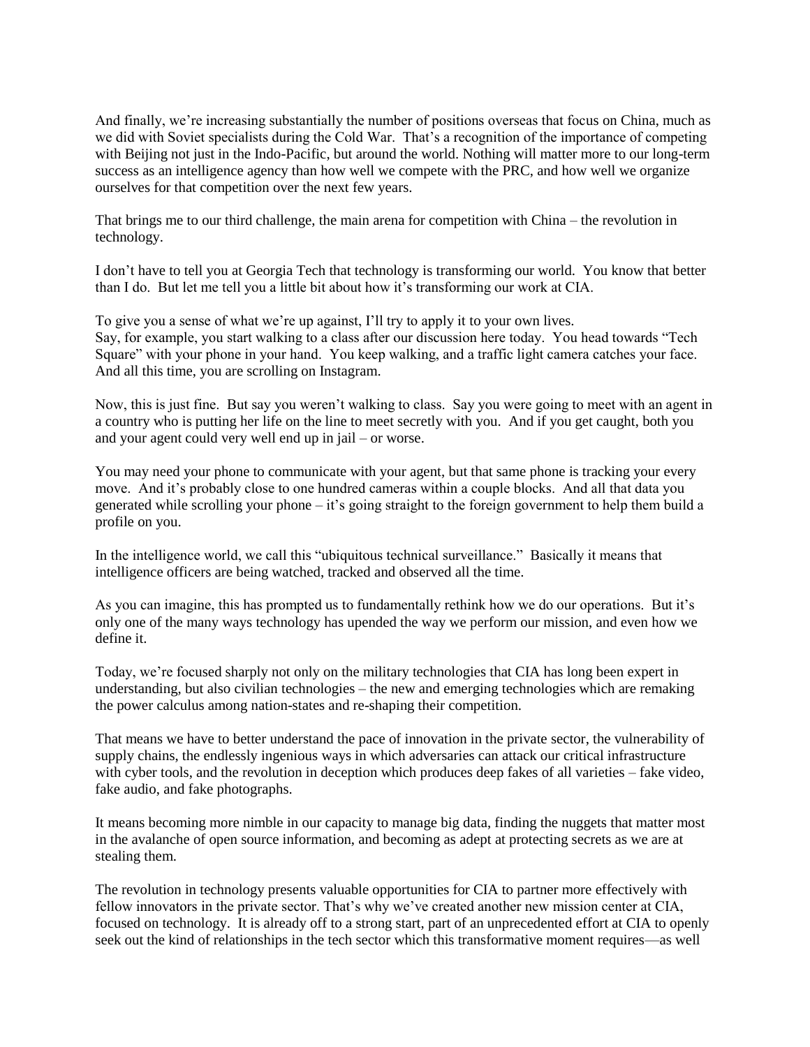And finally, we're increasing substantially the number of positions overseas that focus on China, much as we did with Soviet specialists during the Cold War. That's a recognition of the importance of competing with Beijing not just in the Indo-Pacific, but around the world. Nothing will matter more to our long-term success as an intelligence agency than how well we compete with the PRC, and how well we organize ourselves for that competition over the next few years.

That brings me to our third challenge, the main arena for competition with China – the revolution in technology.

I don't have to tell you at Georgia Tech that technology is transforming our world. You know that better than I do. But let me tell you a little bit about how it's transforming our work at CIA.

To give you a sense of what we're up against, I'll try to apply it to your own lives.
Say, for example, you start walking to a class after our discussion here today. You head towards "Tech Square" with your phone in your hand. You keep walking, and a traffic light camera catches your face. And all this time, you are scrolling on Instagram.

Now, this is just fine. But say you weren't walking to class. Say you were going to meet with an agent in a country who is putting her life on the line to meet secretly with you. And if you get caught, both you and your agent could very well end up in jail – or worse.

You may need your phone to communicate with your agent, but that same phone is tracking your every move. And it's probably close to one hundred cameras within a couple blocks. And all that data you generated while scrolling your phone – it's going straight to the foreign government to help them build a profile on you.

In the intelligence world, we call this "ubiquitous technical surveillance." Basically it means that intelligence officers are being watched, tracked and observed all the time.

As you can imagine, this has prompted us to fundamentally rethink how we do our operations. But it's only one of the many ways technology has upended the way we perform our mission, and even how we define it.

Today, we're focused sharply not only on the military technologies that CIA has long been expert in understanding, but also civilian technologies – the new and emerging technologies which are remaking the power calculus among nation-states and re-shaping their competition.

That means we have to better understand the pace of innovation in the private sector, the vulnerability of supply chains, the endlessly ingenious ways in which adversaries can attack our critical infrastructure with cyber tools, and the revolution in deception which produces deep fakes of all varieties – fake video, fake audio, and fake photographs.

It means becoming more nimble in our capacity to manage big data, finding the nuggets that matter most in the avalanche of open source information, and becoming as adept at protecting secrets as we are at stealing them.

The revolution in technology presents valuable opportunities for CIA to partner more effectively with fellow innovators in the private sector. That's why we've created another new mission center at CIA, focused on technology. It is already off to a strong start, part of an unprecedented effort at CIA to openly seek out the kind of relationships in the tech sector which this transformative moment requires—as well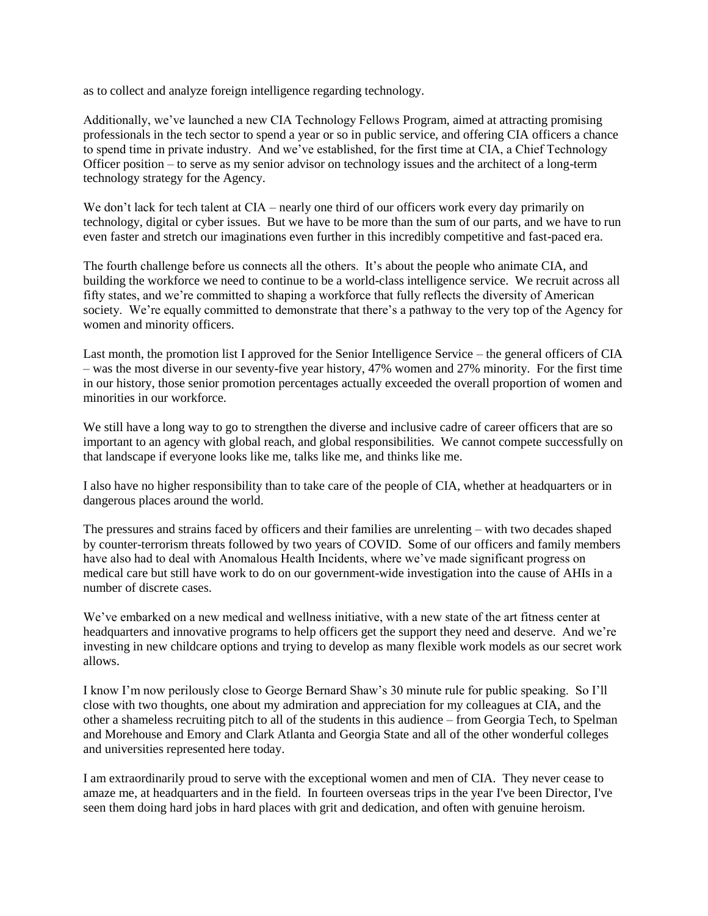as to collect and analyze foreign intelligence regarding technology.

Additionally, we've launched a new CIA Technology Fellows Program, aimed at attracting promising professionals in the tech sector to spend a year or so in public service, and offering CIA officers a chance to spend time in private industry. And we've established, for the first time at CIA, a Chief Technology Officer position – to serve as my senior advisor on technology issues and the architect of a long-term technology strategy for the Agency.

We don't lack for tech talent at CIA – nearly one third of our officers work every day primarily on technology, digital or cyber issues. But we have to be more than the sum of our parts, and we have to run even faster and stretch our imaginations even further in this incredibly competitive and fast-paced era.

The fourth challenge before us connects all the others. It's about the people who animate CIA, and building the workforce we need to continue to be a world-class intelligence service. We recruit across all fifty states, and we're committed to shaping a workforce that fully reflects the diversity of American society. We're equally committed to demonstrate that there's a pathway to the very top of the Agency for women and minority officers.

Last month, the promotion list I approved for the Senior Intelligence Service – the general officers of CIA – was the most diverse in our seventy-five year history, 47% women and 27% minority. For the first time in our history, those senior promotion percentages actually exceeded the overall proportion of women and minorities in our workforce.

We still have a long way to go to strengthen the diverse and inclusive cadre of career officers that are so important to an agency with global reach, and global responsibilities. We cannot compete successfully on that landscape if everyone looks like me, talks like me, and thinks like me.

I also have no higher responsibility than to take care of the people of CIA, whether at headquarters or in dangerous places around the world.

The pressures and strains faced by officers and their families are unrelenting – with two decades shaped by counter-terrorism threats followed by two years of COVID. Some of our officers and family members have also had to deal with Anomalous Health Incidents, where we've made significant progress on medical care but still have work to do on our government-wide investigation into the cause of AHIs in a number of discrete cases.

We've embarked on a new medical and wellness initiative, with a new state of the art fitness center at headquarters and innovative programs to help officers get the support they need and deserve. And we're investing in new childcare options and trying to develop as many flexible work models as our secret work allows.

I know I'm now perilously close to George Bernard Shaw's 30 minute rule for public speaking. So I'll close with two thoughts, one about my admiration and appreciation for my colleagues at CIA, and the other a shameless recruiting pitch to all of the students in this audience – from Georgia Tech, to Spelman and Morehouse and Emory and Clark Atlanta and Georgia State and all of the other wonderful colleges and universities represented here today.

I am extraordinarily proud to serve with the exceptional women and men of CIA. They never cease to amaze me, at headquarters and in the field. In fourteen overseas trips in the year I've been Director, I've seen them doing hard jobs in hard places with grit and dedication, and often with genuine heroism.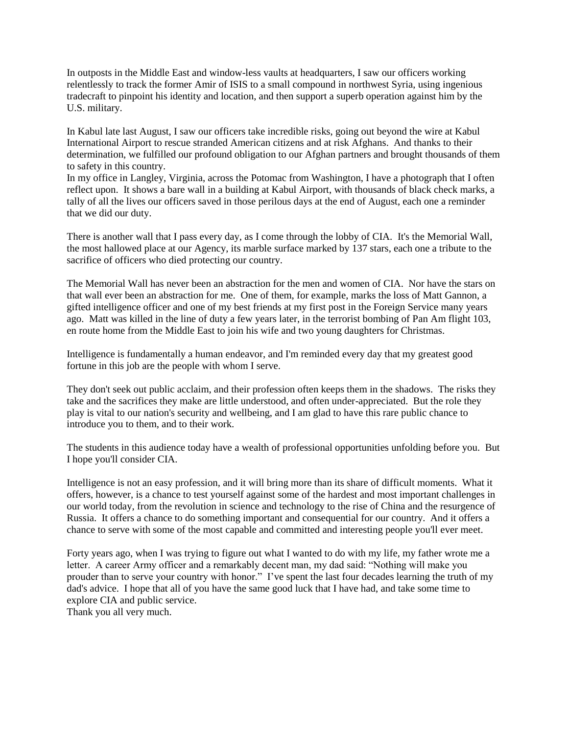In outposts in the Middle East and window-less vaults at headquarters, I saw our officers working relentlessly to track the former Amir of ISIS to a small compound in northwest Syria, using ingenious tradecraft to pinpoint his identity and location, and then support a superb operation against him by the U.S. military.

In Kabul late last August, I saw our officers take incredible risks, going out beyond the wire at Kabul International Airport to rescue stranded American citizens and at risk Afghans. And thanks to their determination, we fulfilled our profound obligation to our Afghan partners and brought thousands of them to safety in this country.

In my office in Langley, Virginia, across the Potomac from Washington, I have a photograph that I often reflect upon. It shows a bare wall in a building at Kabul Airport, with thousands of black check marks, a tally of all the lives our officers saved in those perilous days at the end of August, each one a reminder that we did our duty.

There is another wall that I pass every day, as I come through the lobby of CIA. It's the Memorial Wall, the most hallowed place at our Agency, its marble surface marked by 137 stars, each one a tribute to the sacrifice of officers who died protecting our country.

The Memorial Wall has never been an abstraction for the men and women of CIA. Nor have the stars on that wall ever been an abstraction for me. One of them, for example, marks the loss of Matt Gannon, a gifted intelligence officer and one of my best friends at my first post in the Foreign Service many years ago. Matt was killed in the line of duty a few years later, in the terrorist bombing of Pan Am flight 103, en route home from the Middle East to join his wife and two young daughters for Christmas.

Intelligence is fundamentally a human endeavor, and I'm reminded every day that my greatest good fortune in this job are the people with whom I serve.

They don't seek out public acclaim, and their profession often keeps them in the shadows. The risks they take and the sacrifices they make are little understood, and often under-appreciated. But the role they play is vital to our nation's security and wellbeing, and I am glad to have this rare public chance to introduce you to them, and to their work.

The students in this audience today have a wealth of professional opportunities unfolding before you. But I hope you'll consider CIA.

Intelligence is not an easy profession, and it will bring more than its share of difficult moments. What it offers, however, is a chance to test yourself against some of the hardest and most important challenges in our world today, from the revolution in science and technology to the rise of China and the resurgence of Russia. It offers a chance to do something important and consequential for our country. And it offers a chance to serve with some of the most capable and committed and interesting people you'll ever meet.

Forty years ago, when I was trying to figure out what I wanted to do with my life, my father wrote me a letter. A career Army officer and a remarkably decent man, my dad said: "Nothing will make you prouder than to serve your country with honor." I've spent the last four decades learning the truth of my dad's advice. I hope that all of you have the same good luck that I have had, and take some time to explore CIA and public service.

Thank you all very much.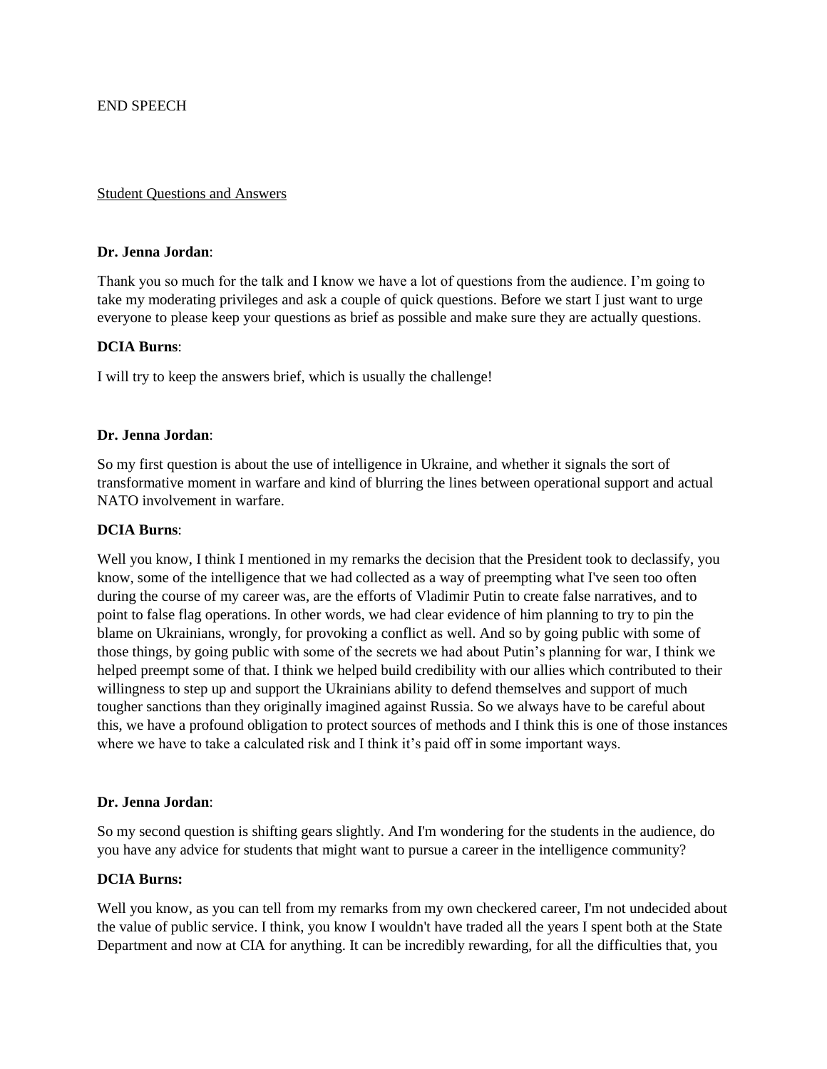END SPEECH

Student Questions and Answers

**Dr. Jenna Jordan**:

Thank you so much for the talk and I know we have a lot of questions from the audience. I'm going to take my moderating privileges and ask a couple of quick questions. Before we start I just want to urge everyone to please keep your questions as brief as possible and make sure they are actually questions.

**DCIA Burns**:

I will try to keep the answers brief, which is usually the challenge!

**Dr. Jenna Jordan**:

So my first question is about the use of intelligence in Ukraine, and whether it signals the sort of transformative moment in warfare and kind of blurring the lines between operational support and actual NATO involvement in warfare.

**DCIA Burns**:

Well you know, I think I mentioned in my remarks the decision that the President took to declassify, you know, some of the intelligence that we had collected as a way of preempting what I've seen too often during the course of my career was, are the efforts of Vladimir Putin to create false narratives, and to point to false flag operations. In other words, we had clear evidence of him planning to try to pin the blame on Ukrainians, wrongly, for provoking a conflict as well. And so by going public with some of those things, by going public with some of the secrets we had about Putin's planning for war, I think we helped preempt some of that. I think we helped build credibility with our allies which contributed to their willingness to step up and support the Ukrainians ability to defend themselves and support of much tougher sanctions than they originally imagined against Russia. So we always have to be careful about this, we have a profound obligation to protect sources of methods and I think this is one of those instances where we have to take a calculated risk and I think it's paid off in some important ways.

**Dr. Jenna Jordan**:

So my second question is shifting gears slightly. And I'm wondering for the students in the audience, do you have any advice for students that might want to pursue a career in the intelligence community?

**DCIA Burns:**

Well you know, as you can tell from my remarks from my own checkered career, I'm not undecided about the value of public service. I think, you know I wouldn't have traded all the years I spent both at the State Department and now at CIA for anything. It can be incredibly rewarding, for all the difficulties that, you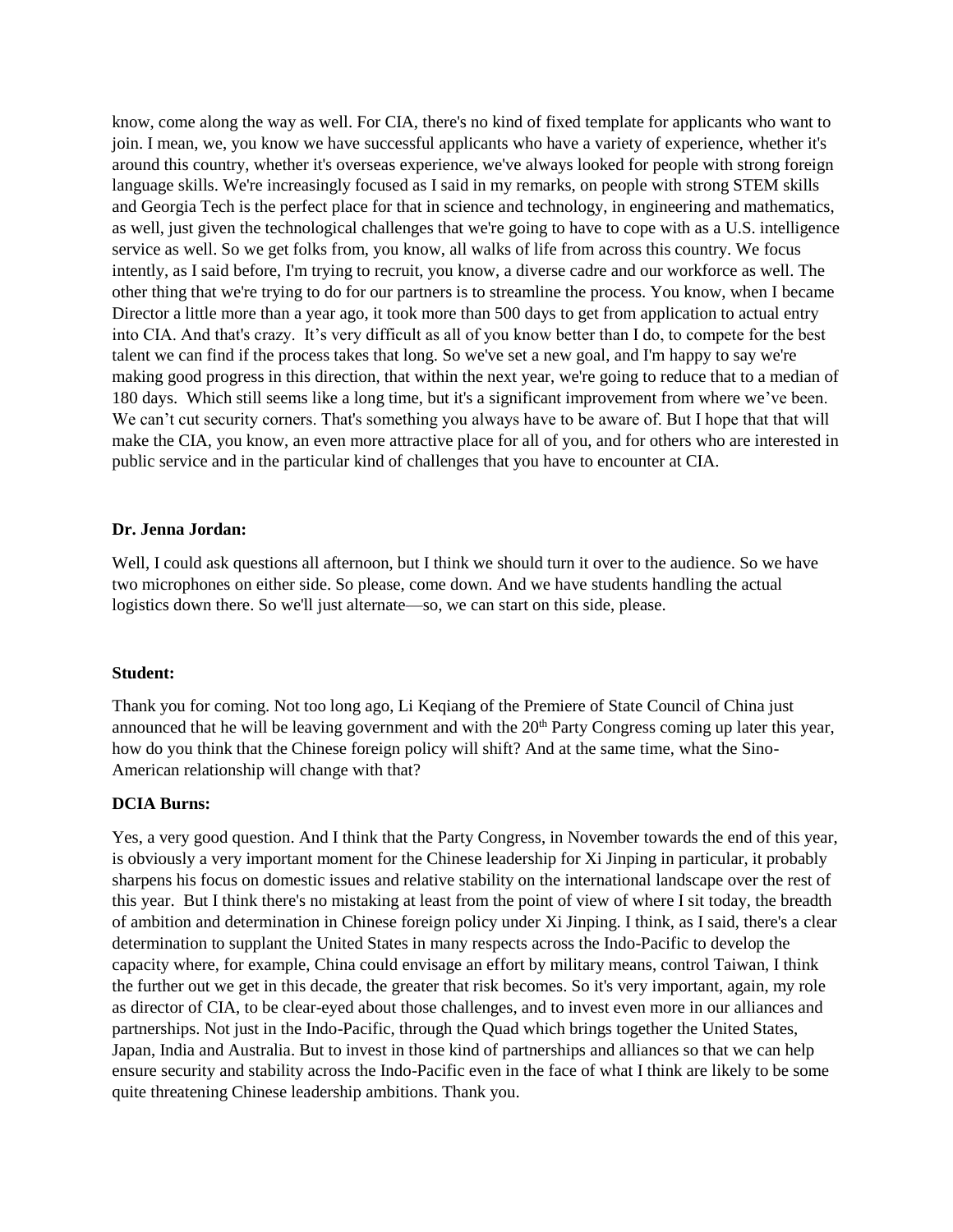know, come along the way as well. For CIA, there's no kind of fixed template for applicants who want to join. I mean, we, you know we have successful applicants who have a variety of experience, whether it's around this country, whether it's overseas experience, we've always looked for people with strong foreign language skills. We're increasingly focused as I said in my remarks, on people with strong STEM skills and Georgia Tech is the perfect place for that in science and technology, in engineering and mathematics, as well, just given the technological challenges that we're going to have to cope with as a U.S. intelligence service as well. So we get folks from, you know, all walks of life from across this country. We focus intently, as I said before, I'm trying to recruit, you know, a diverse cadre and our workforce as well. The other thing that we're trying to do for our partners is to streamline the process. You know, when I became Director a little more than a year ago, it took more than 500 days to get from application to actual entry into CIA. And that's crazy. It's very difficult as all of you know better than I do, to compete for the best talent we can find if the process takes that long. So we've set a new goal, and I'm happy to say we're making good progress in this direction, that within the next year, we're going to reduce that to a median of 180 days. Which still seems like a long time, but it's a significant improvement from where we've been. We can't cut security corners. That's something you always have to be aware of. But I hope that that will make the CIA, you know, an even more attractive place for all of you, and for others who are interested in public service and in the particular kind of challenges that you have to encounter at CIA.

**Dr. Jenna Jordan:**

Well, I could ask questions all afternoon, but I think we should turn it over to the audience. So we have two microphones on either side. So please, come down. And we have students handling the actual logistics down there. So we'll just alternate—so, we can start on this side, please.

**Student:**

Thank you for coming. Not too long ago, Li Keqiang of the Premiere of State Council of China just announced that he will be leaving government and with the 20th Party Congress coming up later this year, how do you think that the Chinese foreign policy will shift? And at the same time, what the Sino-American relationship will change with that?

**DCIA Burns:**

Yes, a very good question. And I think that the Party Congress, in November towards the end of this year, is obviously a very important moment for the Chinese leadership for Xi Jinping in particular, it probably sharpens his focus on domestic issues and relative stability on the international landscape over the rest of this year. But I think there's no mistaking at least from the point of view of where I sit today, the breadth of ambition and determination in Chinese foreign policy under Xi Jinping. I think, as I said, there's a clear determination to supplant the United States in many respects across the Indo-Pacific to develop the capacity where, for example, China could envisage an effort by military means, control Taiwan, I think the further out we get in this decade, the greater that risk becomes. So it's very important, again, my role as director of CIA, to be clear-eyed about those challenges, and to invest even more in our alliances and partnerships. Not just in the Indo-Pacific, through the Quad which brings together the United States, Japan, India and Australia. But to invest in those kind of partnerships and alliances so that we can help ensure security and stability across the Indo-Pacific even in the face of what I think are likely to be some quite threatening Chinese leadership ambitions. Thank you.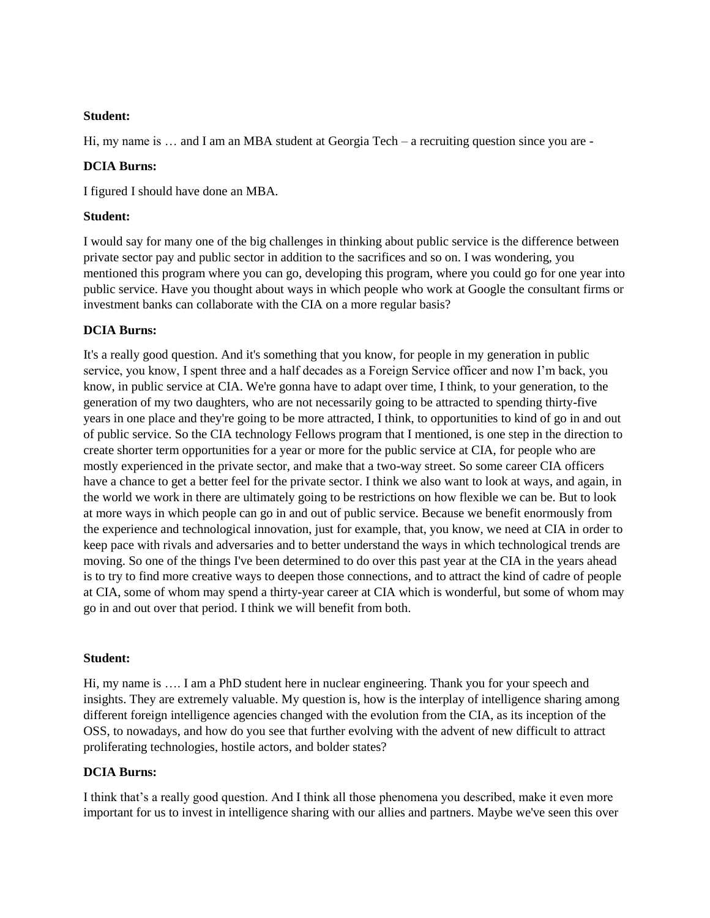**Student:**

Hi, my name is … and I am an MBA student at Georgia Tech – a recruiting question since you are -

**DCIA Burns:**

I figured I should have done an MBA.

**Student:**

I would say for many one of the big challenges in thinking about public service is the difference between private sector pay and public sector in addition to the sacrifices and so on. I was wondering, you mentioned this program where you can go, developing this program, where you could go for one year into public service. Have you thought about ways in which people who work at Google the consultant firms or investment banks can collaborate with the CIA on a more regular basis?

**DCIA Burns:**

It's a really good question. And it's something that you know, for people in my generation in public service, you know, I spent three and a half decades as a Foreign Service officer and now I'm back, you know, in public service at CIA. We're gonna have to adapt over time, I think, to your generation, to the generation of my two daughters, who are not necessarily going to be attracted to spending thirty-five years in one place and they're going to be more attracted, I think, to opportunities to kind of go in and out of public service. So the CIA technology Fellows program that I mentioned, is one step in the direction to create shorter term opportunities for a year or more for the public service at CIA, for people who are mostly experienced in the private sector, and make that a two-way street. So some career CIA officers have a chance to get a better feel for the private sector. I think we also want to look at ways, and again, in the world we work in there are ultimately going to be restrictions on how flexible we can be. But to look at more ways in which people can go in and out of public service. Because we benefit enormously from the experience and technological innovation, just for example, that, you know, we need at CIA in order to keep pace with rivals and adversaries and to better understand the ways in which technological trends are moving. So one of the things I've been determined to do over this past year at the CIA in the years ahead is to try to find more creative ways to deepen those connections, and to attract the kind of cadre of people at CIA, some of whom may spend a thirty-year career at CIA which is wonderful, but some of whom may go in and out over that period. I think we will benefit from both.

**Student:**

Hi, my name is …. I am a PhD student here in nuclear engineering. Thank you for your speech and insights. They are extremely valuable. My question is, how is the interplay of intelligence sharing among different foreign intelligence agencies changed with the evolution from the CIA, as its inception of the OSS, to nowadays, and how do you see that further evolving with the advent of new difficult to attract proliferating technologies, hostile actors, and bolder states?

**DCIA Burns:**

I think that's a really good question. And I think all those phenomena you described, make it even more important for us to invest in intelligence sharing with our allies and partners. Maybe we've seen this over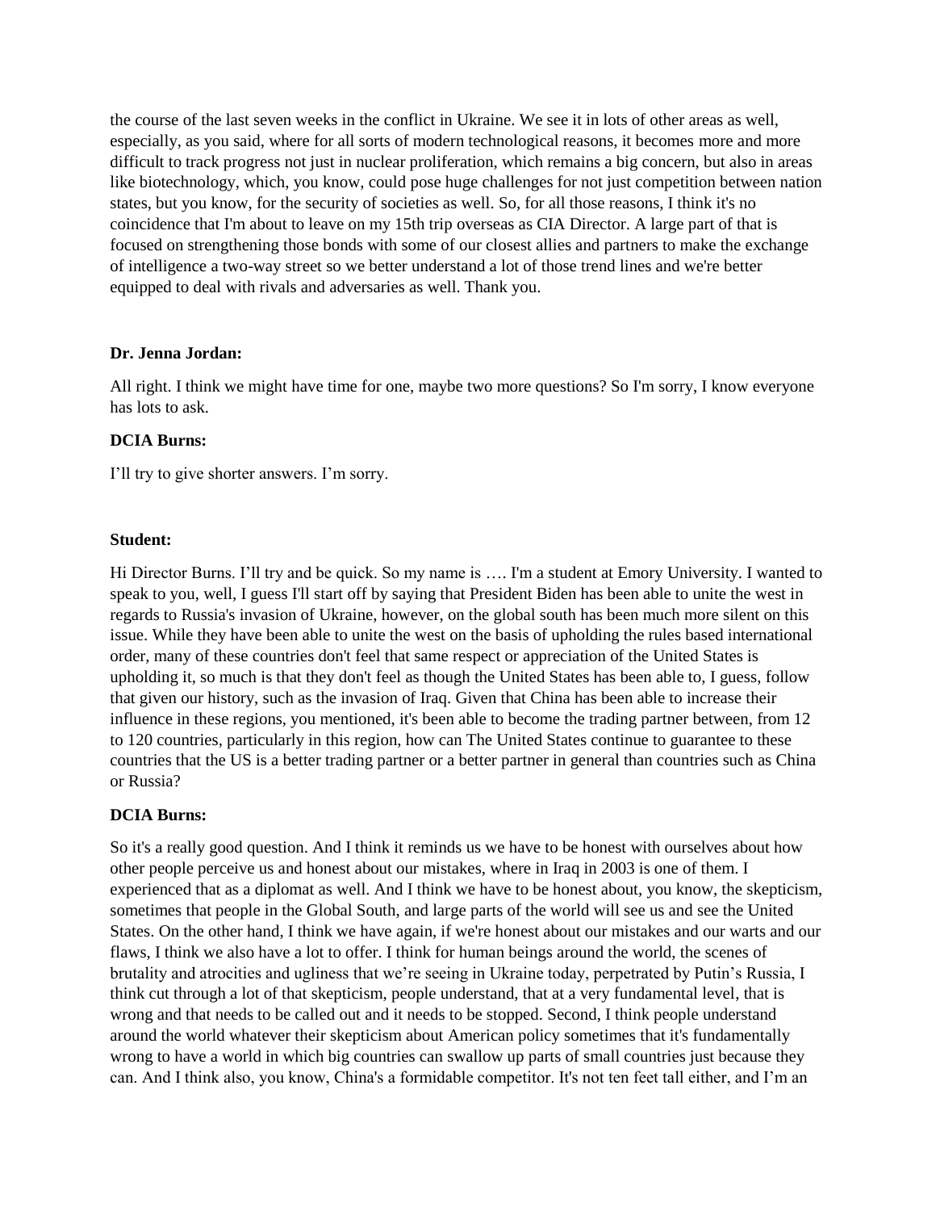the course of the last seven weeks in the conflict in Ukraine. We see it in lots of other areas as well, especially, as you said, where for all sorts of modern technological reasons, it becomes more and more difficult to track progress not just in nuclear proliferation, which remains a big concern, but also in areas like biotechnology, which, you know, could pose huge challenges for not just competition between nation states, but you know, for the security of societies as well. So, for all those reasons, I think it's no coincidence that I'm about to leave on my 15th trip overseas as CIA Director. A large part of that is focused on strengthening those bonds with some of our closest allies and partners to make the exchange of intelligence a two-way street so we better understand a lot of those trend lines and we're better equipped to deal with rivals and adversaries as well. Thank you.

**Dr. Jenna Jordan:**

All right. I think we might have time for one, maybe two more questions? So I'm sorry, I know everyone has lots to ask.

**DCIA Burns:**

I'll try to give shorter answers. I'm sorry.

**Student:**

Hi Director Burns. I'll try and be quick. So my name is …. I'm a student at Emory University. I wanted to speak to you, well, I guess I'll start off by saying that President Biden has been able to unite the west in regards to Russia's invasion of Ukraine, however, on the global south has been much more silent on this issue. While they have been able to unite the west on the basis of upholding the rules based international order, many of these countries don't feel that same respect or appreciation of the United States is upholding it, so much is that they don't feel as though the United States has been able to, I guess, follow that given our history, such as the invasion of Iraq. Given that China has been able to increase their influence in these regions, you mentioned, it's been able to become the trading partner between, from 12 to 120 countries, particularly in this region, how can The United States continue to guarantee to these countries that the US is a better trading partner or a better partner in general than countries such as China or Russia?

**DCIA Burns:**

So it's a really good question. And I think it reminds us we have to be honest with ourselves about how other people perceive us and honest about our mistakes, where in Iraq in 2003 is one of them. I experienced that as a diplomat as well. And I think we have to be honest about, you know, the skepticism, sometimes that people in the Global South, and large parts of the world will see us and see the United States. On the other hand, I think we have again, if we're honest about our mistakes and our warts and our flaws, I think we also have a lot to offer. I think for human beings around the world, the scenes of brutality and atrocities and ugliness that we're seeing in Ukraine today, perpetrated by Putin's Russia, I think cut through a lot of that skepticism, people understand, that at a very fundamental level, that is wrong and that needs to be called out and it needs to be stopped. Second, I think people understand around the world whatever their skepticism about American policy sometimes that it's fundamentally wrong to have a world in which big countries can swallow up parts of small countries just because they can. And I think also, you know, China's a formidable competitor. It's not ten feet tall either, and I'm an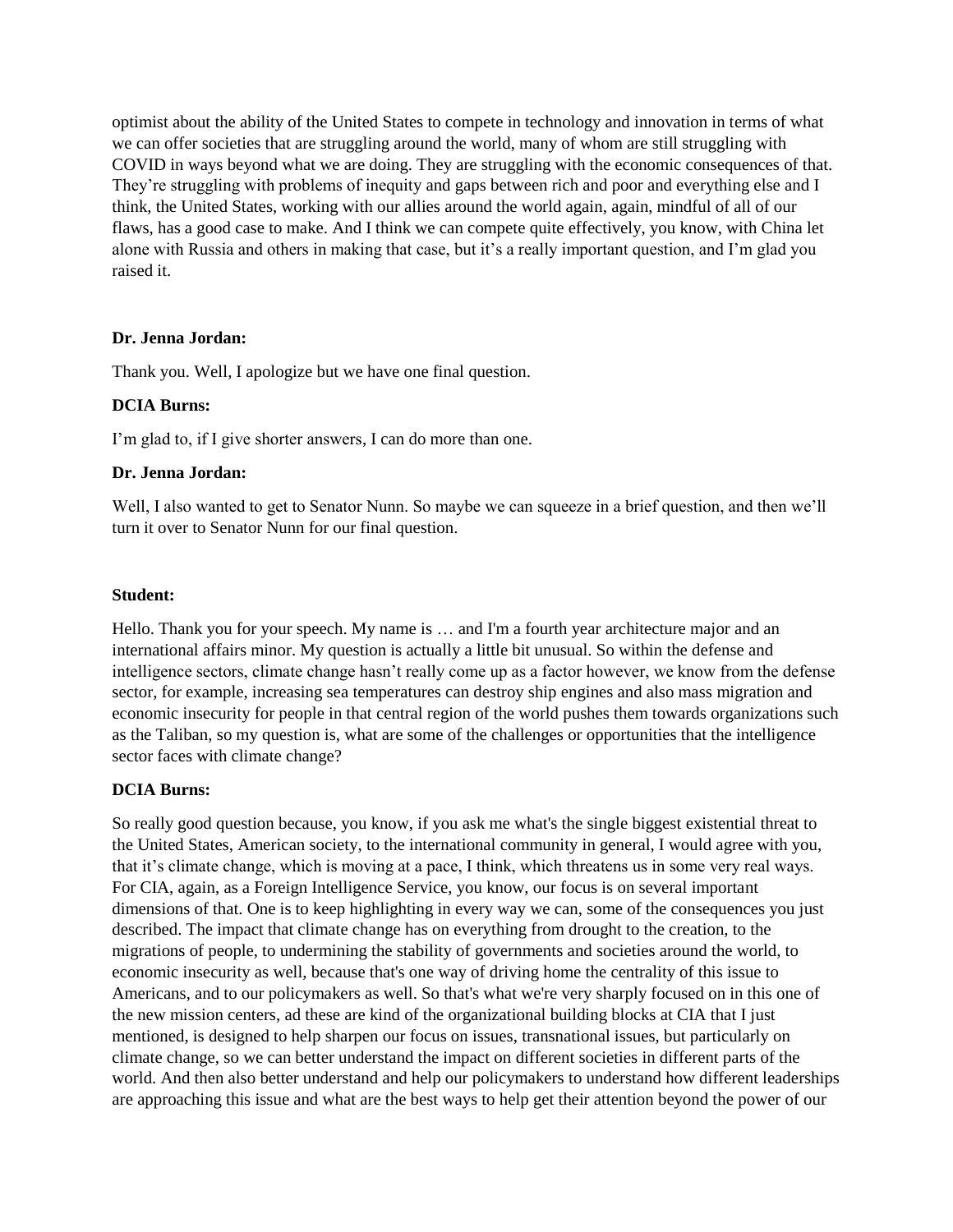optimist about the ability of the United States to compete in technology and innovation in terms of what we can offer societies that are struggling around the world, many of whom are still struggling with COVID in ways beyond what we are doing. They are struggling with the economic consequences of that. They're struggling with problems of inequity and gaps between rich and poor and everything else and I think, the United States, working with our allies around the world again, again, mindful of all of our flaws, has a good case to make. And I think we can compete quite effectively, you know, with China let alone with Russia and others in making that case, but it's a really important question, and I'm glad you raised it.

**Dr. Jenna Jordan:**

Thank you. Well, I apologize but we have one final question.

**DCIA Burns:**

I'm glad to, if I give shorter answers, I can do more than one.

**Dr. Jenna Jordan:**

Well, I also wanted to get to Senator Nunn. So maybe we can squeeze in a brief question, and then we'll turn it over to Senator Nunn for our final question.

**Student:**

Hello. Thank you for your speech. My name is … and I'm a fourth year architecture major and an international affairs minor. My question is actually a little bit unusual. So within the defense and intelligence sectors, climate change hasn't really come up as a factor however, we know from the defense sector, for example, increasing sea temperatures can destroy ship engines and also mass migration and economic insecurity for people in that central region of the world pushes them towards organizations such as the Taliban, so my question is, what are some of the challenges or opportunities that the intelligence sector faces with climate change?

**DCIA Burns:**

So really good question because, you know, if you ask me what's the single biggest existential threat to the United States, American society, to the international community in general, I would agree with you, that it's climate change, which is moving at a pace, I think, which threatens us in some very real ways. For CIA, again, as a Foreign Intelligence Service, you know, our focus is on several important dimensions of that. One is to keep highlighting in every way we can, some of the consequences you just described. The impact that climate change has on everything from drought to the creation, to the migrations of people, to undermining the stability of governments and societies around the world, to economic insecurity as well, because that's one way of driving home the centrality of this issue to Americans, and to our policymakers as well. So that's what we're very sharply focused on in this one of the new mission centers, ad these are kind of the organizational building blocks at CIA that I just mentioned, is designed to help sharpen our focus on issues, transnational issues, but particularly on climate change, so we can better understand the impact on different societies in different parts of the world. And then also better understand and help our policymakers to understand how different leaderships are approaching this issue and what are the best ways to help get their attention beyond the power of our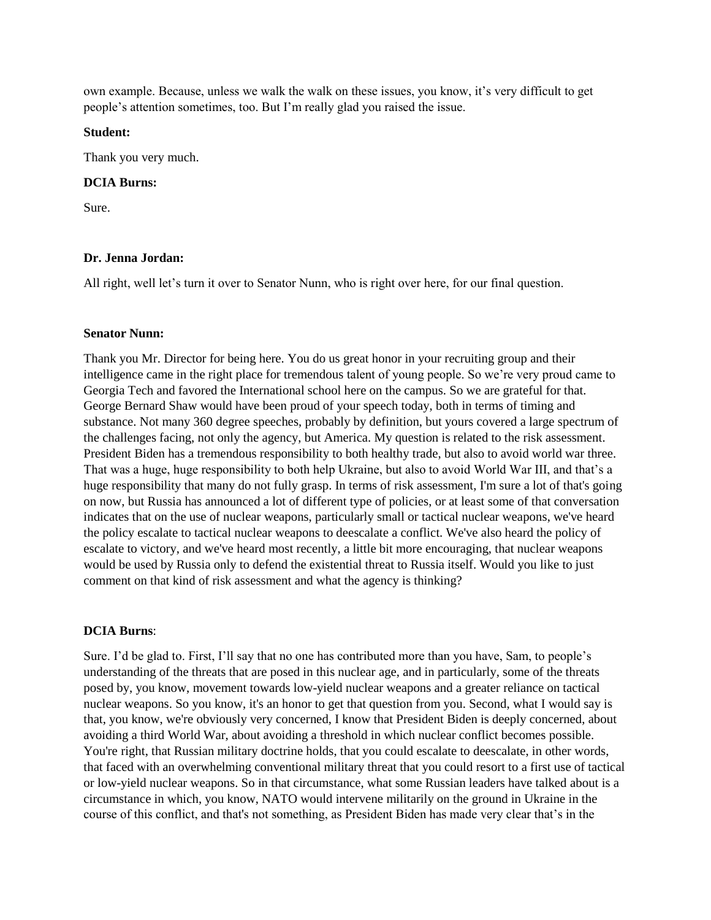own example. Because, unless we walk the walk on these issues, you know, it's very difficult to get people's attention sometimes, too. But I'm really glad you raised the issue.

**Student:**

Thank you very much.

**DCIA Burns:**

Sure.

**Dr. Jenna Jordan:**

All right, well let's turn it over to Senator Nunn, who is right over here, for our final question.

**Senator Nunn:**

Thank you Mr. Director for being here. You do us great honor in your recruiting group and their intelligence came in the right place for tremendous talent of young people. So we're very proud came to Georgia Tech and favored the International school here on the campus. So we are grateful for that. George Bernard Shaw would have been proud of your speech today, both in terms of timing and substance. Not many 360 degree speeches, probably by definition, but yours covered a large spectrum of the challenges facing, not only the agency, but America. My question is related to the risk assessment. President Biden has a tremendous responsibility to both healthy trade, but also to avoid world war three. That was a huge, huge responsibility to both help Ukraine, but also to avoid World War III, and that's a huge responsibility that many do not fully grasp. In terms of risk assessment, I'm sure a lot of that's going on now, but Russia has announced a lot of different type of policies, or at least some of that conversation indicates that on the use of nuclear weapons, particularly small or tactical nuclear weapons, we've heard the policy escalate to tactical nuclear weapons to deescalate a conflict. We've also heard the policy of escalate to victory, and we've heard most recently, a little bit more encouraging, that nuclear weapons would be used by Russia only to defend the existential threat to Russia itself. Would you like to just comment on that kind of risk assessment and what the agency is thinking?

**DCIA Burns**:

Sure. I'd be glad to. First, I'll say that no one has contributed more than you have, Sam, to people's understanding of the threats that are posed in this nuclear age, and in particularly, some of the threats posed by, you know, movement towards low-yield nuclear weapons and a greater reliance on tactical nuclear weapons. So you know, it's an honor to get that question from you. Second, what I would say is that, you know, we're obviously very concerned, I know that President Biden is deeply concerned, about avoiding a third World War, about avoiding a threshold in which nuclear conflict becomes possible. You're right, that Russian military doctrine holds, that you could escalate to deescalate, in other words, that faced with an overwhelming conventional military threat that you could resort to a first use of tactical or low-yield nuclear weapons. So in that circumstance, what some Russian leaders have talked about is a circumstance in which, you know, NATO would intervene militarily on the ground in Ukraine in the course of this conflict, and that's not something, as President Biden has made very clear that's in the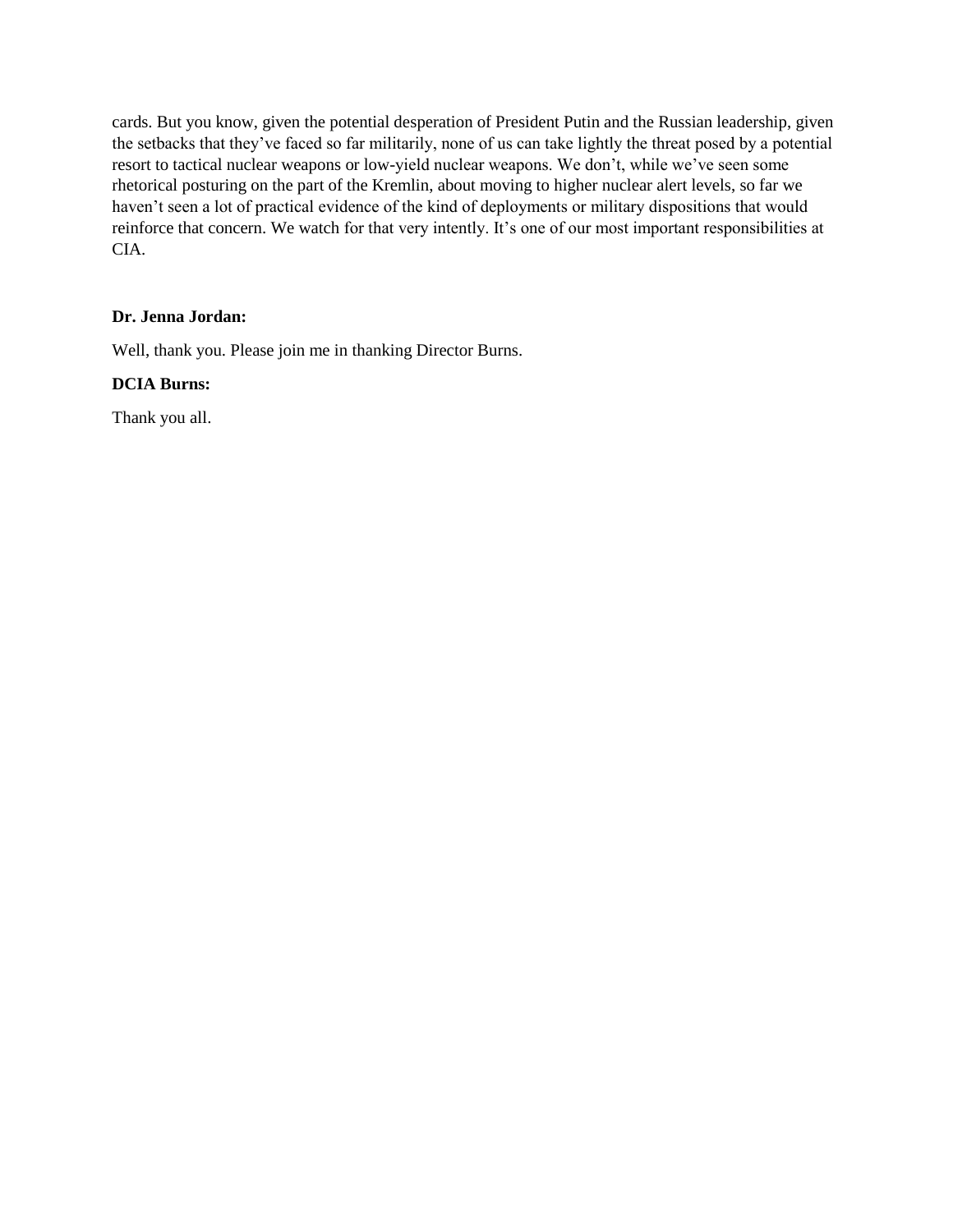cards. But you know, given the potential desperation of President Putin and the Russian leadership, given the setbacks that they've faced so far militarily, none of us can take lightly the threat posed by a potential resort to tactical nuclear weapons or low-yield nuclear weapons. We don't, while we've seen some rhetorical posturing on the part of the Kremlin, about moving to higher nuclear alert levels, so far we haven't seen a lot of practical evidence of the kind of deployments or military dispositions that would reinforce that concern. We watch for that very intently. It's one of our most important responsibilities at CIA.

**Dr. Jenna Jordan:**

Well, thank you. Please join me in thanking Director Burns.

**DCIA Burns:**

Thank you all.